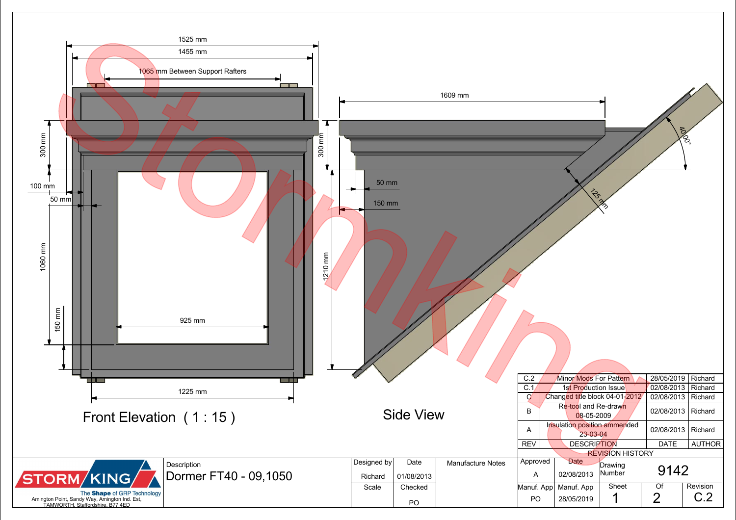1525 mm

1455 mm

1065 mm Between Support Rafters

300 mm

100 mm

50 mm

1060 mm

150 mm

925 mm

1225 mm

Front Elevation ( 1 : 15 )

1609 mm

300 mm

50 mm

150 mm

1210 mm

125 mm

40.00°

Side View

| REV | DESCRIPTION | DATE | AUTHOR |
|---|---|---|---|
| C.2 | Minor Mods For Pattern | 28/05/2019 | Richard |
| C.1 | 1st Production Issue | 02/08/2013 | Richard |
| C | Changed title block 04-01-2012 | 02/08/2013 | Richard |
| B | Re-tool and Re-drawn 08-05-2009 | 02/08/2013 | Richard |
| A | Insulation position ammended 23-03-04 | 02/08/2013 | Richard |

REVISION HISTORY

STORM KING

The Shape of GRP Technology

Amington Point, Sandy Way, Amington Ind. Est, TAMWORTH, Staffordshire. B77 4ED

| Description | Designed by | Date | Manufacture Notes | Approved | Date | Drawing Number | |
|---|---|---|---|---|---|---|---|
| Dormer FT40 - 09,1050 | Richard | 01/08/2013 | | A | 02/08/2013 | 9142 | |
| | Scale | Checked | | Manuf. App | Manuf. App | Sheet | Of | Revision |
| | | PO | | PO | 28/05/2019 | 1 | 2 | C.2 |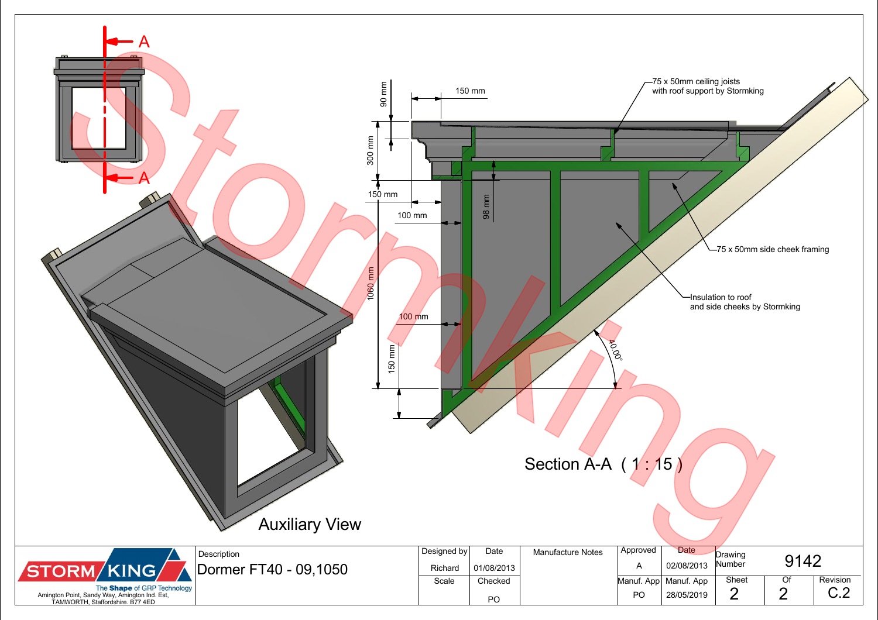A

A

90 mm

150 mm

300 mm

150 mm

100 mm

98 mm

1060 mm

100 mm

150 mm

75 x 50mm ceiling joists
with roof support by Stormking

75 x 50mm side cheek framing

Insulation to roof
and side cheeks by Stormking

40.00°

Section A-A ( 1 : 15 )

Auxiliary View

Stormking

STORM KING

The Shape of GRP Technology

Amington Point, Sandy Way, Amington Ind. Est,
TAMWORTH, Staffordshire. B77 4ED

| Description | Designed by | Date | Manufacture Notes | Approved | Date | Drawing Number | 9142 | |
|---|---|---|---|---|---|---|---|---|
| Dormer FT40 - 09,1050 | Richard | 01/08/2013 | | A | 02/08/2013 | | | |
| | Scale | Checked | | Manuf. App | Manuf. App | Sheet | Of | Revision |
| | | PO | | PO | 28/05/2019 | 2 | 2 | C.2 |